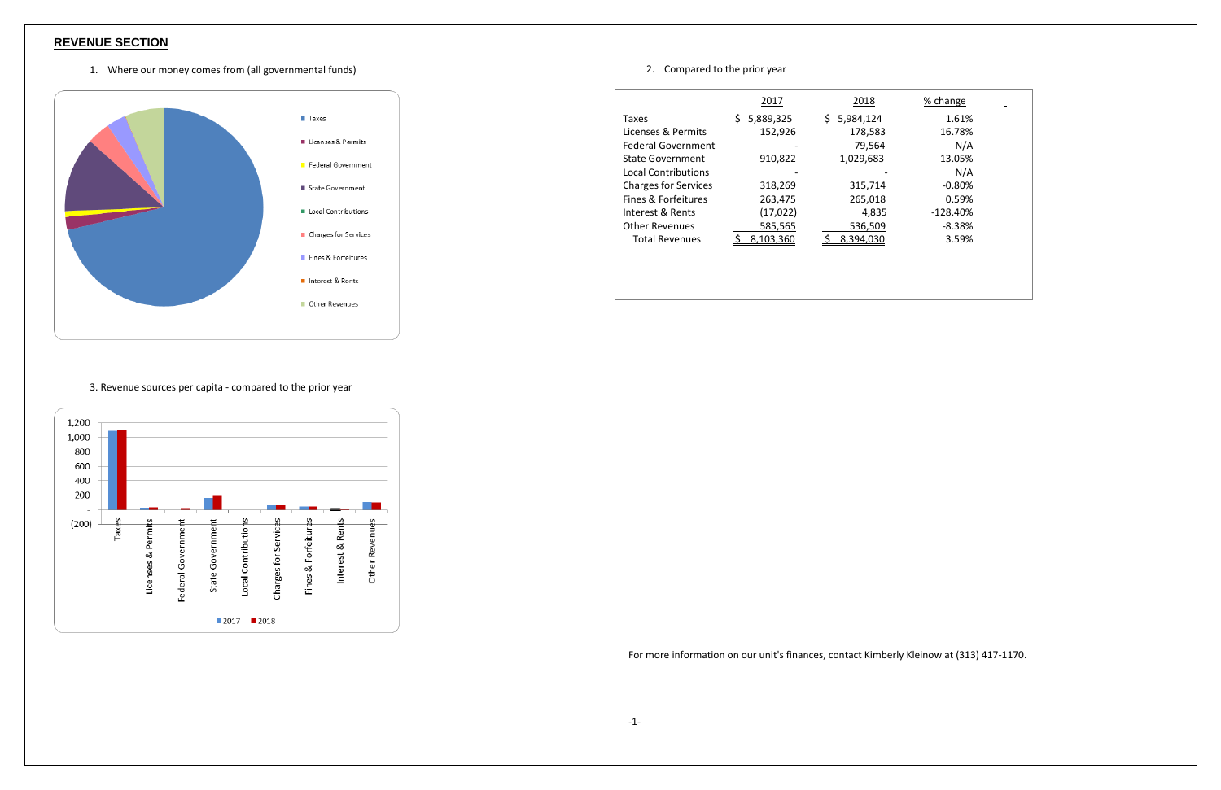## REVENUE SECTION

1. Where our money comes from (all governmental funds)

- Taxes
- Licenses & Permits
- Federal Government
- State Government
- Local Contributions
- Charges for Services
- Fines & Forfeitures
- Interest & Rents
- Other Revenues

2. Compared to the prior year

| | 2017 | 2018 | % change |
|---|---|---|---|
| Taxes | $ 5,889,325 | $ 5,984,124 | 1.61% |
| Licenses & Permits | 152,926 | 178,583 | 16.78% |
| Federal Government | - | 79,564 | N/A |
| State Government | 910,822 | 1,029,683 | 13.05% |
| Local Contributions | - | - | N/A |
| Charges for Services | 318,269 | 315,714 | -0.80% |
| Fines & Forfeitures | 263,475 | 265,018 | 0.59% |
| Interest & Rents | (17,022) | 4,835 | -128.40% |
| Other Revenues | 585,565 | 536,509 | -8.38% |
| Total Revenues | $ 8,103,360 | $ 8,394,030 | 3.59% |

3. Revenue sources per capita - compared to the prior year

For more information on our unit's finances, contact Kimberly Kleinow at (313) 417-1170.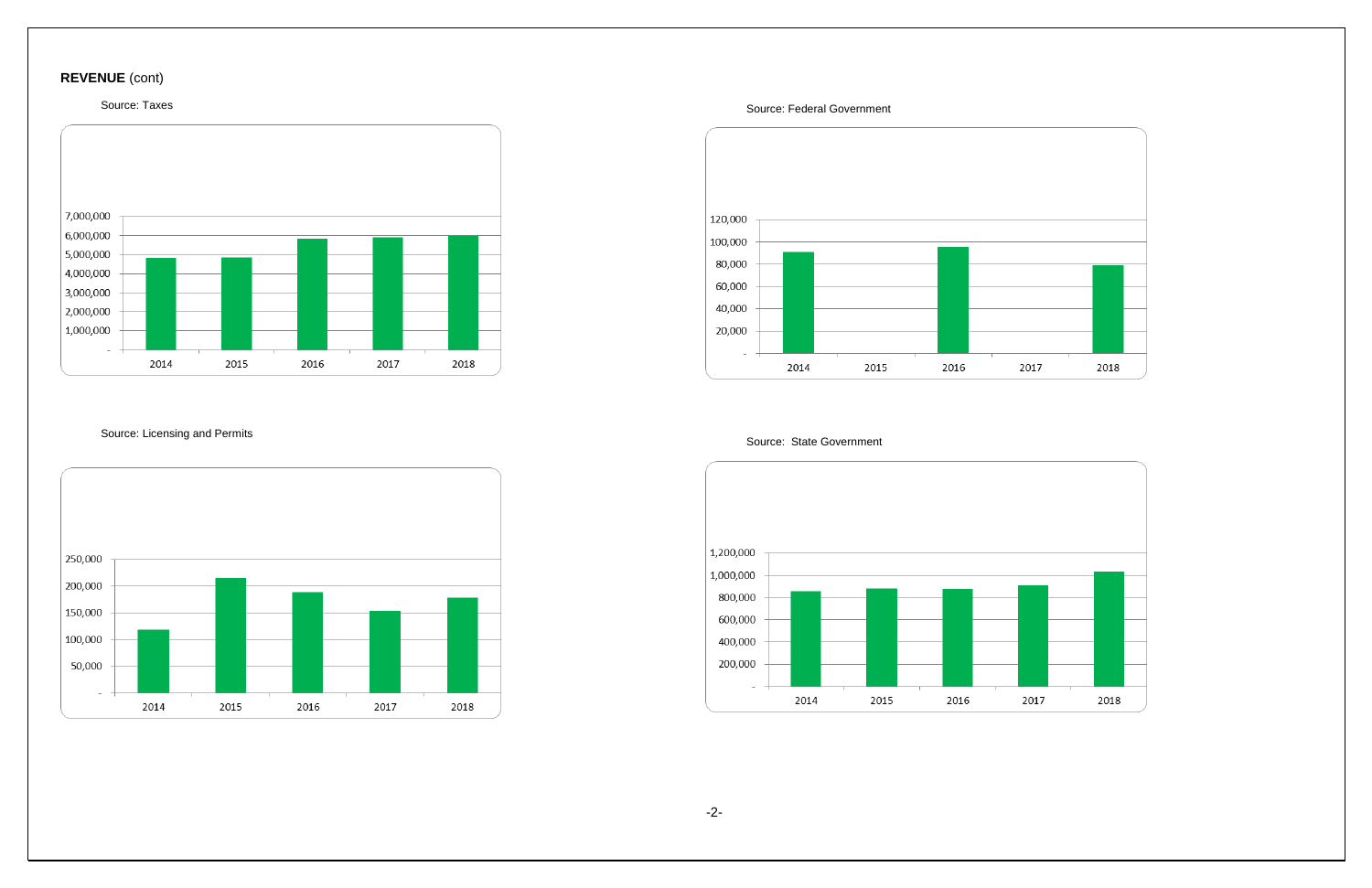**REVENUE** (cont)

Source: Taxes

Source: Federal Government

Source: Licensing and Permits

Source: State Government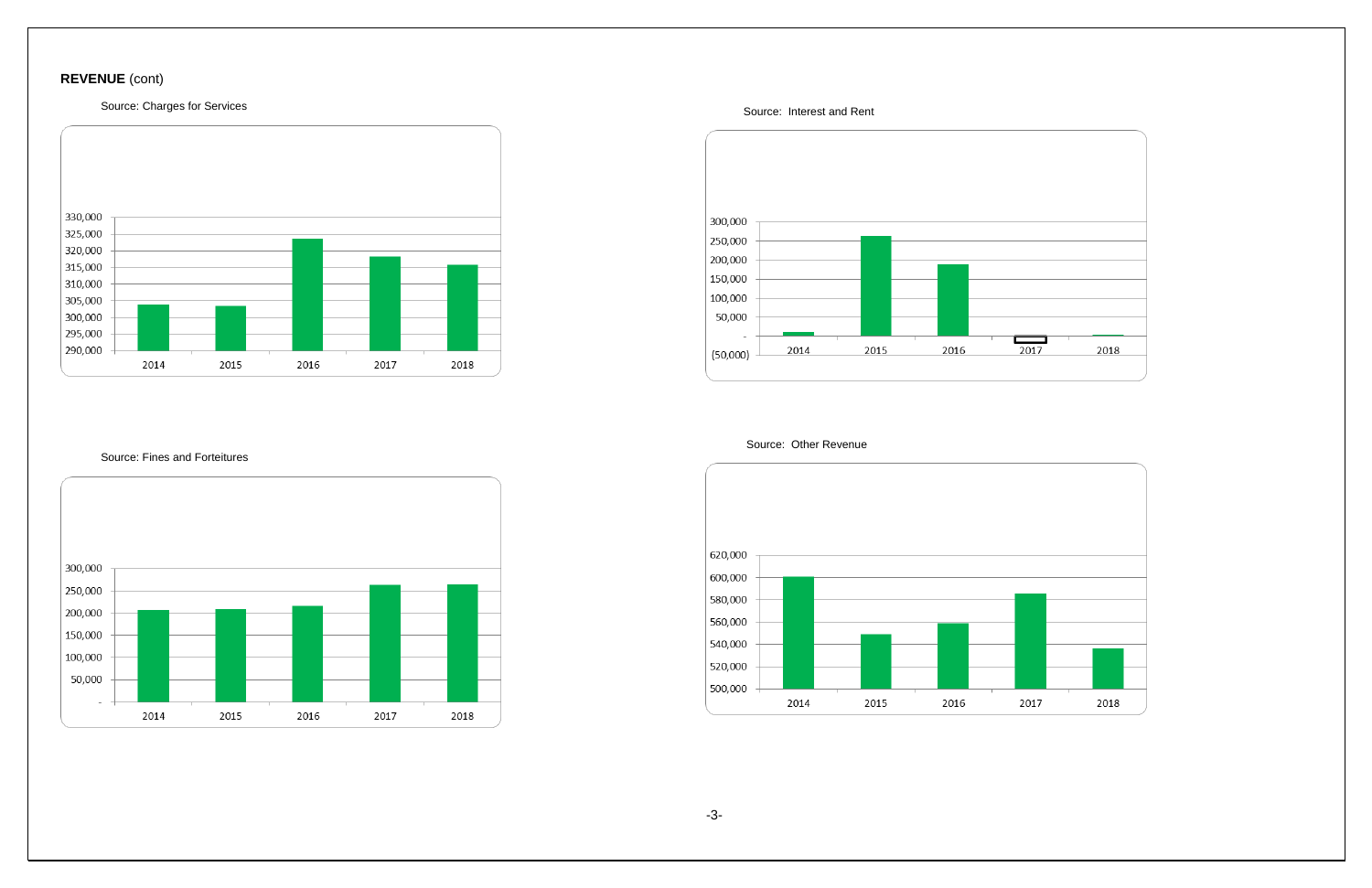**REVENUE** (cont)

Source: Charges for Services

Source: Interest and Rent

Source: Fines and Forteitures

Source: Other Revenue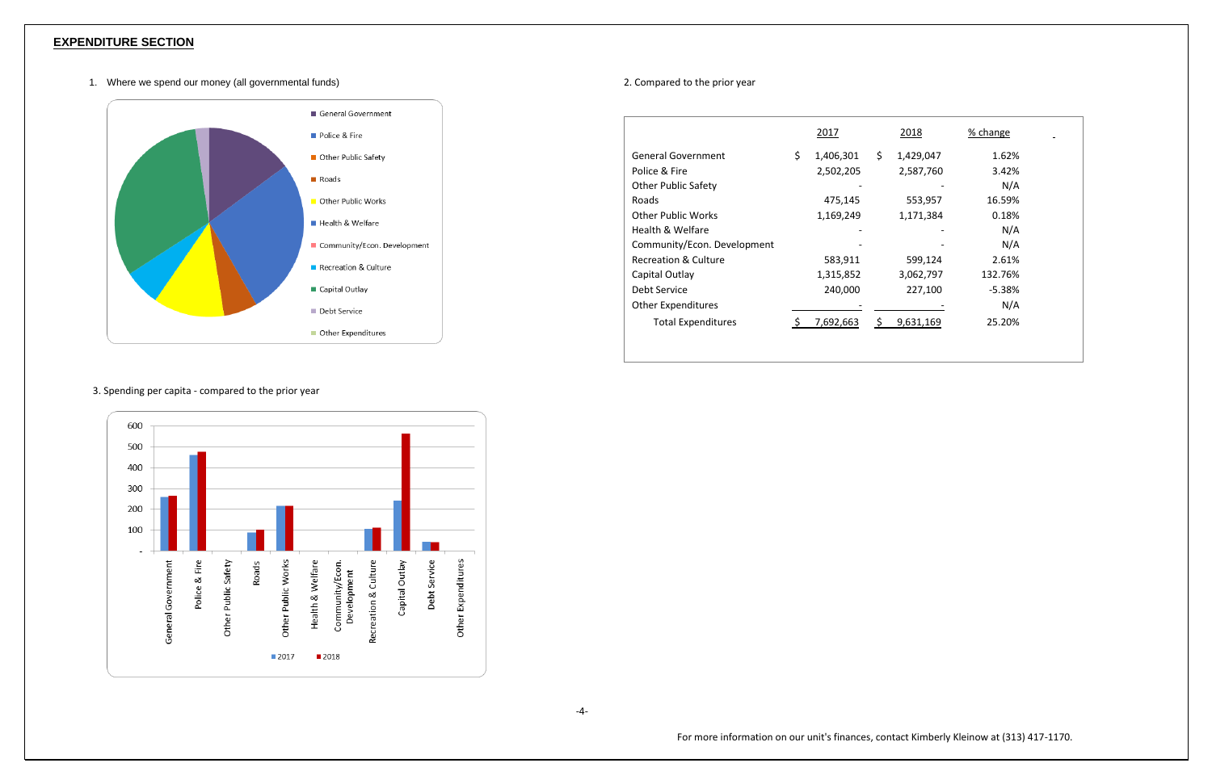## EXPENDITURE SECTION

1. Where we spend our money (all governmental funds)

General Government
Police & Fire
Other Public Safety
Roads
Other Public Works
Health & Welfare
Community/Econ. Development
Recreation & Culture
Capital Outlay
Debt Service
Other Expenditures

2. Compared to the prior year

| | 2017 | 2018 | % change |
|---|---|---|---|
| General Government | $ 1,406,301 | $ 1,429,047 | 1.62% |
| Police & Fire | 2,502,205 | 2,587,760 | 3.42% |
| Other Public Safety | - | - | N/A |
| Roads | 475,145 | 553,957 | 16.59% |
| Other Public Works | 1,169,249 | 1,171,384 | 0.18% |
| Health & Welfare | - | - | N/A |
| Community/Econ. Development | - | - | N/A |
| Recreation & Culture | 583,911 | 599,124 | 2.61% |
| Capital Outlay | 1,315,852 | 3,062,797 | 132.76% |
| Debt Service | 240,000 | 227,100 | -5.38% |
| Other Expenditures | - | - | N/A |
| Total Expenditures | $ 7,692,663 | $ 9,631,169 | 25.20% |

3. Spending per capita - compared to the prior year

600
500
400
300
200
100
-

General Government, Police & Fire, Other Public Safety, Roads, Other Public Works, Health & Welfare, Community/Econ. Development, Recreation & Culture, Capital Outlay, Debt Service, Other Expenditures

2017 2018

For more information on our unit's finances, contact Kimberly Kleinow at (313) 417-1170.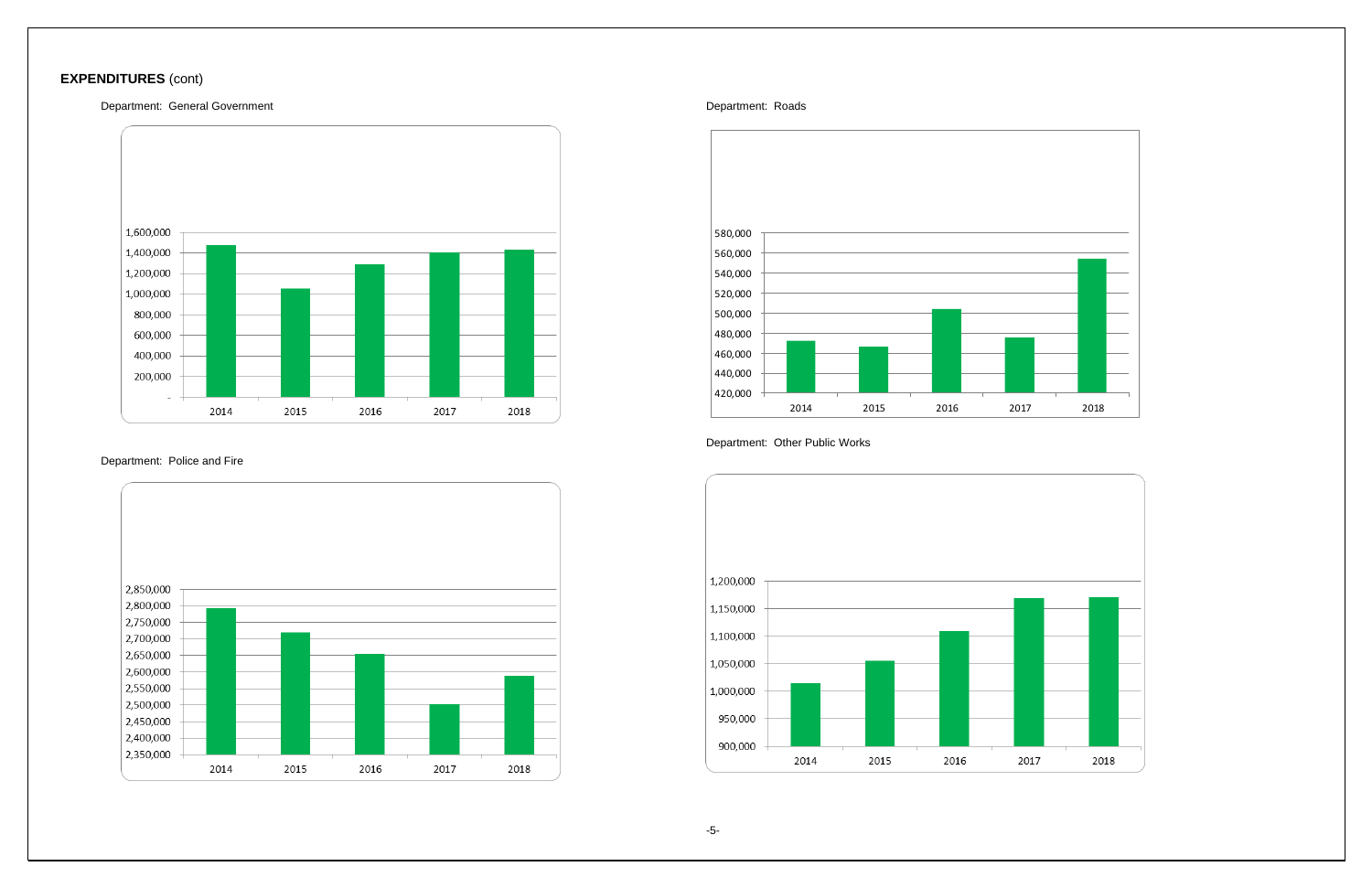**EXPENDITURES** (cont)

Department: General Government

Department: Roads

Department: Police and Fire

Department: Other Public Works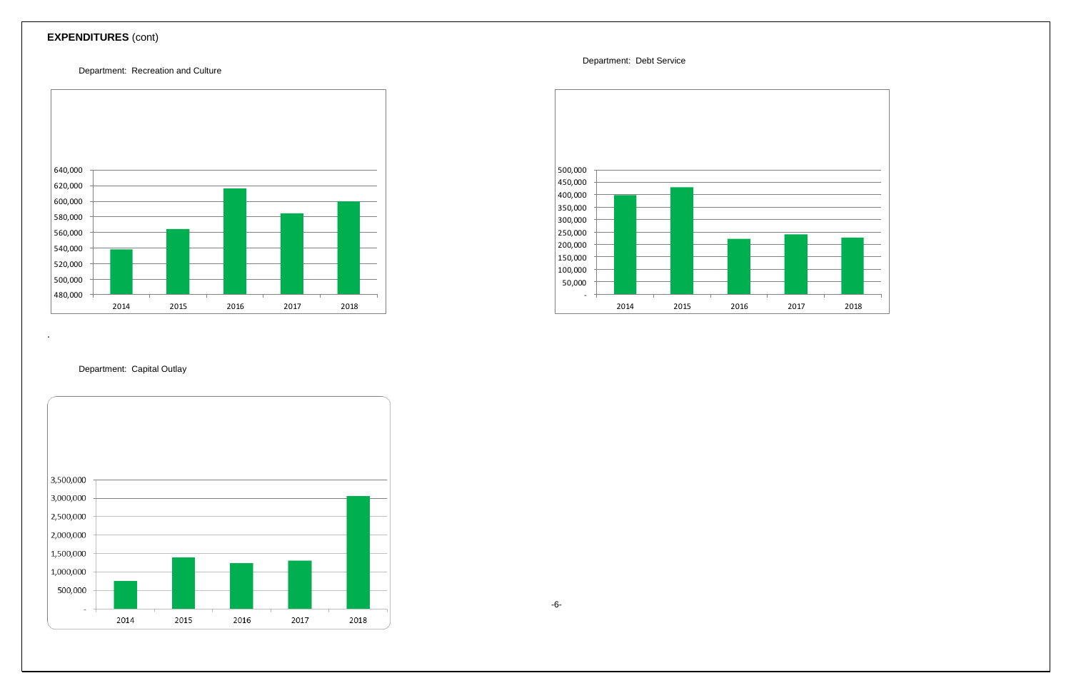**EXPENDITURES** (cont)

Department: Recreation and Culture

Department: Debt Service

Department: Capital Outlay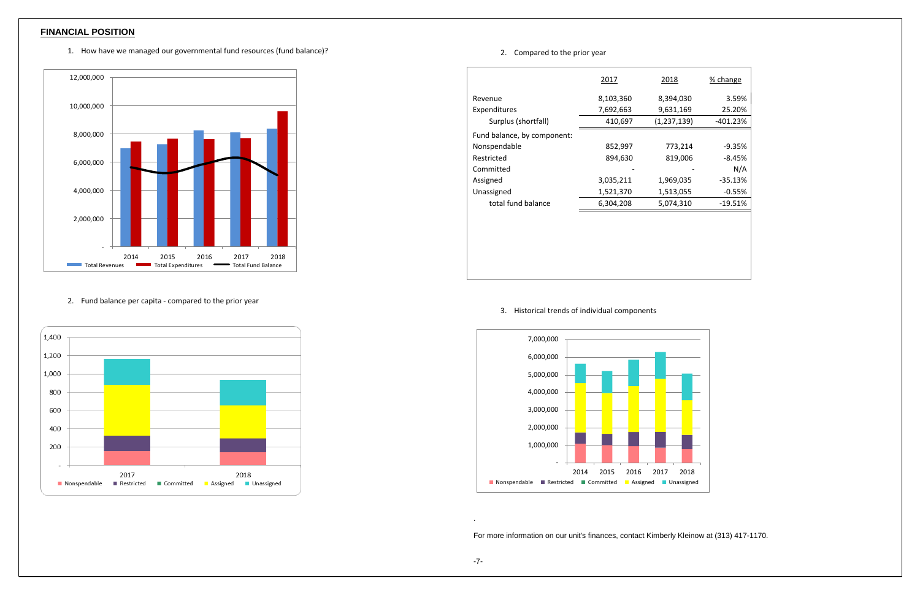## FINANCIAL POSITION

1. How have we managed our governmental fund resources (fund balance)?

2. Fund balance per capita - compared to the prior year

2. Compared to the prior year

| | 2017 | 2018 | % change |
|---|---|---|---|
| Revenue | 8,103,360 | 8,394,030 | 3.59% |
| Expenditures | 7,692,663 | 9,631,169 | 25.20% |
| Surplus (shortfall) | 410,697 | (1,237,139) | -401.23% |
| Fund balance, by component: | | | |
| Nonspendable | 852,997 | 773,214 | -9.35% |
| Restricted | 894,630 | 819,006 | -8.45% |
| Committed | - | - | N/A |
| Assigned | 3,035,211 | 1,969,035 | -35.13% |
| Unassigned | 1,521,370 | 1,513,055 | -0.55% |
| total fund balance | 6,304,208 | 5,074,310 | -19.51% |

3. Historical trends of individual components

For more information on our unit's finances, contact Kimberly Kleinow at (313) 417-1170.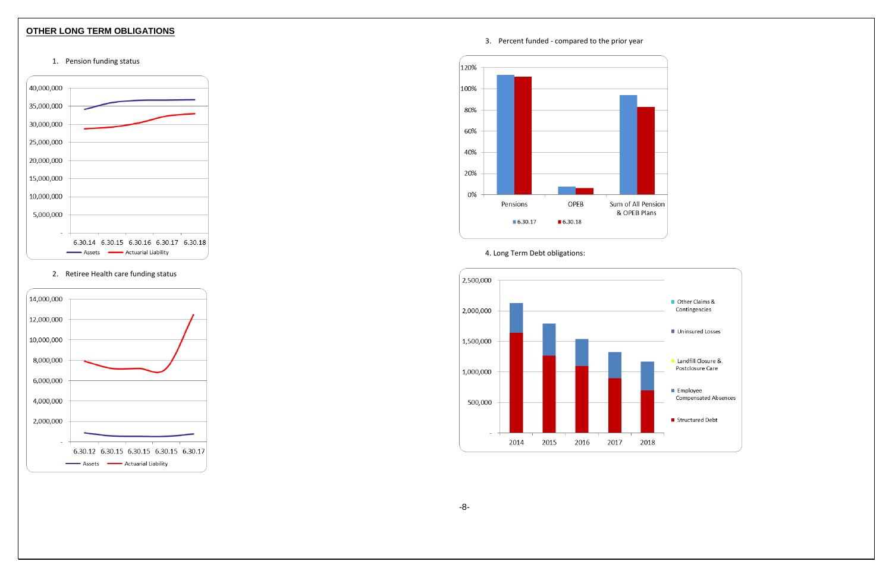## OTHER LONG TERM OBLIGATIONS

1. Pension funding status

| | 6.30.14 | 6.30.15 | 6.30.16 | 6.30.17 | 6.30.18 |
|---|---|---|---|---|---|

Legend: Assets, Actuarial Liability

Y-axis: 40,000,000; 35,000,000; 30,000,000; 25,000,000; 20,000,000; 15,000,000; 10,000,000; 5,000,000; -

2. Retiree Health care funding status

X-axis: 6.30.12, 6.30.15, 6.30.15, 6.30.15, 6.30.17

Legend: Assets, Actuarial Liability

Y-axis: 14,000,000; 12,000,000; 10,000,000; 8,000,000; 6,000,000; 4,000,000; 2,000,000; -

3. Percent funded - compared to the prior year

Categories: Pensions; OPEB; Sum of All Pension & OPEB Plans

Legend: 6.30.17, 6.30.18

Y-axis: 120%; 100%; 80%; 60%; 40%; 20%; 0%

4. Long Term Debt obligations:

X-axis: 2014, 2015, 2016, 2017, 2018

Legend: Other Claims & Contingencies; Uninsured Losses; Landfill Closure & Postclosure Care; Employee Compensated Absences; Structured Debt

Y-axis: 2,500,000; 2,000,000; 1,500,000; 1,000,000; 500,000; -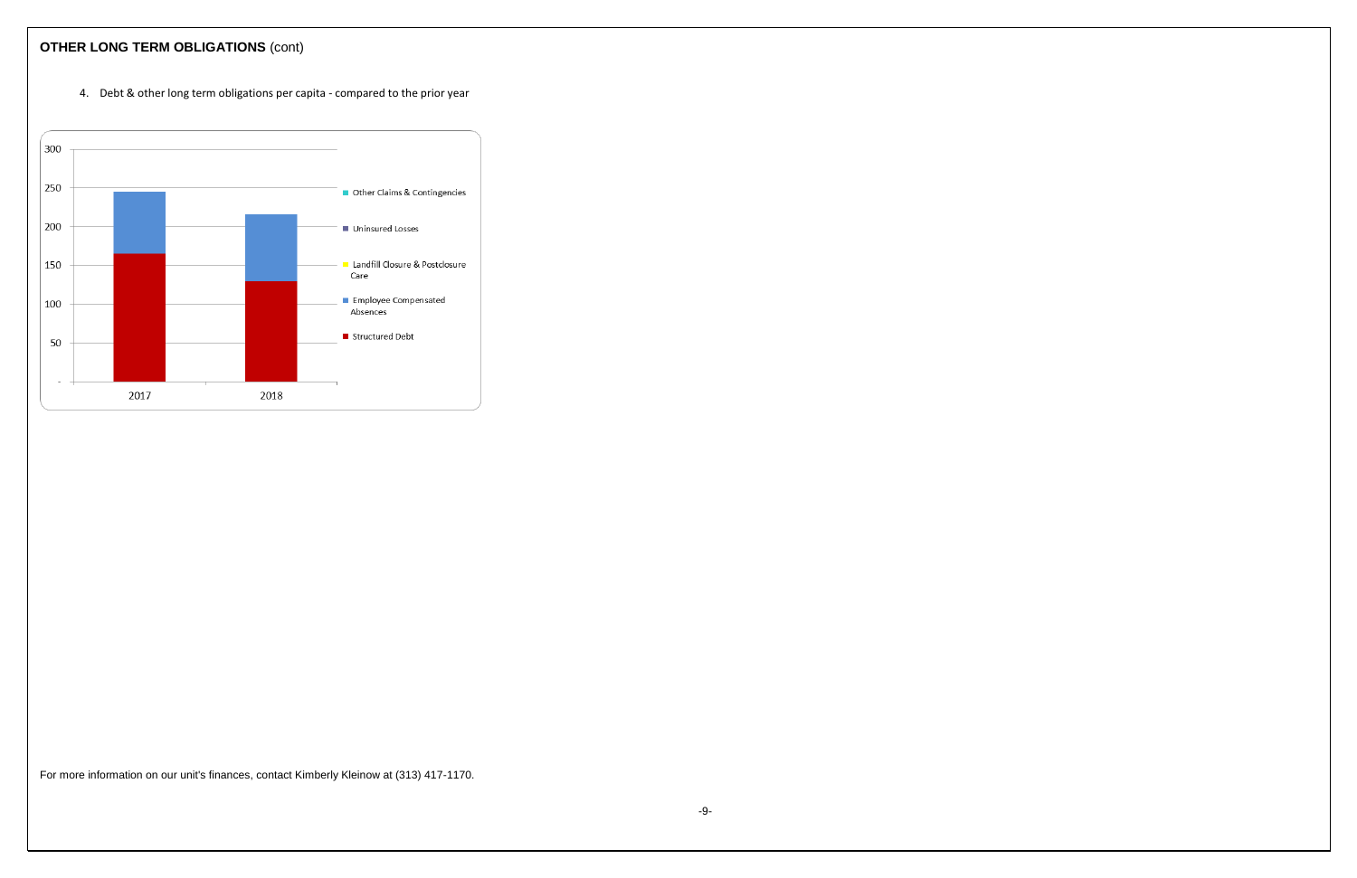## **OTHER LONG TERM OBLIGATIONS** (cont)

4. Debt & other long term obligations per capita - compared to the prior year

300
250
200
150
100
50
-
2017
2018

Other Claims & Contingencies
Uninsured Losses
Landfill Closure & Postclosure Care
Employee Compensated Absences
Structured Debt

For more information on our unit's finances, contact Kimberly Kleinow at (313) 417-1170.